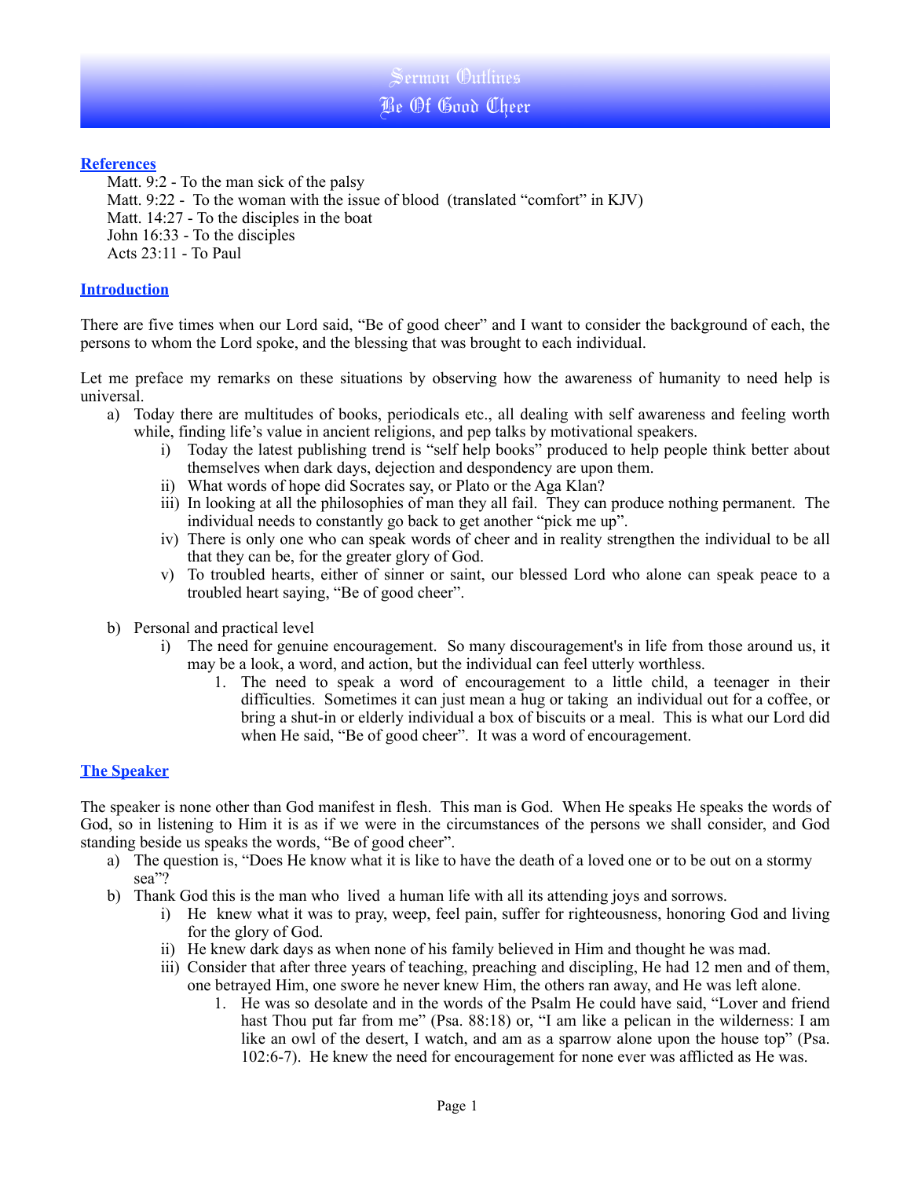# Sermon Outlines
# Be Of Good Cheer

## References

Matt. 9:2 - To the man sick of the palsy
Matt. 9:22 - To the woman with the issue of blood (translated "comfort" in KJV)
Matt. 14:27 - To the disciples in the boat
John 16:33 - To the disciples
Acts 23:11 - To Paul

## Introduction

There are five times when our Lord said, "Be of good cheer" and I want to consider the background of each, the persons to whom the Lord spoke, and the blessing that was brought to each individual.

Let me preface my remarks on these situations by observing how the awareness of humanity to need help is universal.

a) Today there are multitudes of books, periodicals etc., all dealing with self awareness and feeling worth while, finding life's value in ancient religions, and pep talks by motivational speakers.
    i) Today the latest publishing trend is "self help books" produced to help people think better about themselves when dark days, dejection and despondency are upon them.
    ii) What words of hope did Socrates say, or Plato or the Aga Klan?
    iii) In looking at all the philosophies of man they all fail. They can produce nothing permanent. The individual needs to constantly go back to get another "pick me up".
    iv) There is only one who can speak words of cheer and in reality strengthen the individual to be all that they can be, for the greater glory of God.
    v) To troubled hearts, either of sinner or saint, our blessed Lord who alone can speak peace to a troubled heart saying, "Be of good cheer".

b) Personal and practical level
    i) The need for genuine encouragement. So many discouragement's in life from those around us, it may be a look, a word, and action, but the individual can feel utterly worthless.
        1. The need to speak a word of encouragement to a little child, a teenager in their difficulties. Sometimes it can just mean a hug or taking an individual out for a coffee, or bring a shut-in or elderly individual a box of biscuits or a meal. This is what our Lord did when He said, "Be of good cheer". It was a word of encouragement.

## The Speaker

The speaker is none other than God manifest in flesh. This man is God. When He speaks He speaks the words of God, so in listening to Him it is as if we were in the circumstances of the persons we shall consider, and God standing beside us speaks the words, "Be of good cheer".

a) The question is, "Does He know what it is like to have the death of a loved one or to be out on a stormy sea"?
b) Thank God this is the man who lived a human life with all its attending joys and sorrows.
    i) He knew what it was to pray, weep, feel pain, suffer for righteousness, honoring God and living for the glory of God.
    ii) He knew dark days as when none of his family believed in Him and thought he was mad.
    iii) Consider that after three years of teaching, preaching and discipling, He had 12 men and of them, one betrayed Him, one swore he never knew Him, the others ran away, and He was left alone.
        1. He was so desolate and in the words of the Psalm He could have said, "Lover and friend hast Thou put far from me" (Psa. 88:18) or, "I am like a pelican in the wilderness: I am like an owl of the desert, I watch, and am as a sparrow alone upon the house top" (Psa. 102:6-7). He knew the need for encouragement for none ever was afflicted as He was.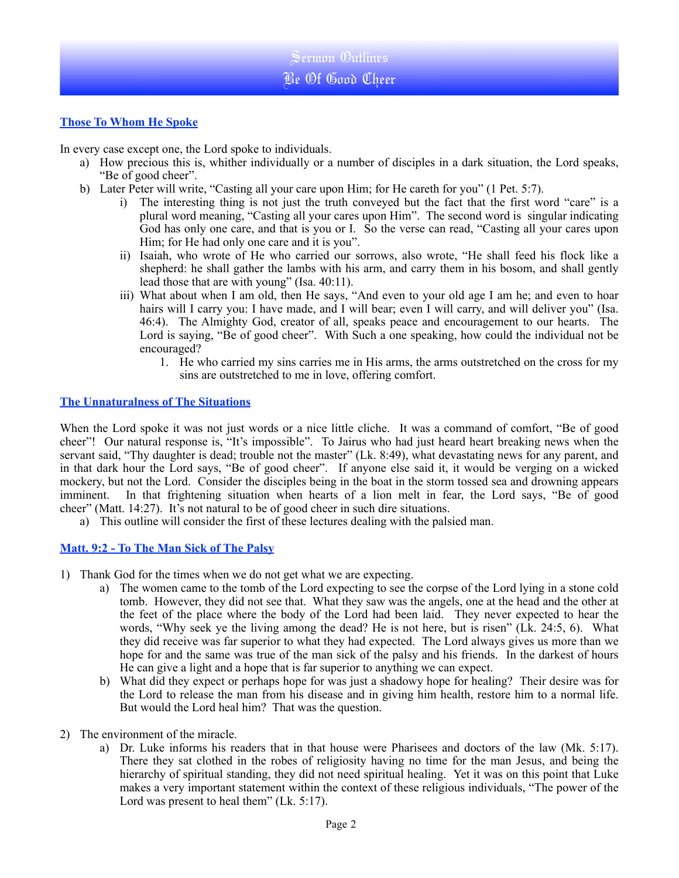# Sermon Outlines
## Be Of Good Cheer

### Those To Whom He Spoke

In every case except one, the Lord spoke to individuals.

a) How precious this is, whither individually or a number of disciples in a dark situation, the Lord speaks, "Be of good cheer".

b) Later Peter will write, "Casting all your care upon Him; for He careth for you" (1 Pet. 5:7).

   i) The interesting thing is not just the truth conveyed but the fact that the first word "care" is a plural word meaning, "Casting all your cares upon Him". The second word is singular indicating God has only one care, and that is you or I. So the verse can read, "Casting all your cares upon Him; for He had only one care and it is you".

   ii) Isaiah, who wrote of He who carried our sorrows, also wrote, "He shall feed his flock like a shepherd: he shall gather the lambs with his arm, and carry them in his bosom, and shall gently lead those that are with young" (Isa. 40:11).

   iii) What about when I am old, then He says, "And even to your old age I am he; and even to hoar hairs will I carry you: I have made, and I will bear; even I will carry, and will deliver you" (Isa. 46:4). The Almighty God, creator of all, speaks peace and encouragement to our hearts. The Lord is saying, "Be of good cheer". With Such a one speaking, how could the individual not be encouraged?

      1. He who carried my sins carries me in His arms, the arms outstretched on the cross for my sins are outstretched to me in love, offering comfort.

### The Unnaturalness of The Situations

When the Lord spoke it was not just words or a nice little cliche. It was a command of comfort, "Be of good cheer"! Our natural response is, "It's impossible". To Jairus who had just heard heart breaking news when the servant said, "Thy daughter is dead; trouble not the master" (Lk. 8:49), what devastating news for any parent, and in that dark hour the Lord says, "Be of good cheer". If anyone else said it, it would be verging on a wicked mockery, but not the Lord. Consider the disciples being in the boat in the storm tossed sea and drowning appears imminent. In that frightening situation when hearts of a lion melt in fear, the Lord says, "Be of good cheer" (Matt. 14:27). It's not natural to be of good cheer in such dire situations.

a) This outline will consider the first of these lectures dealing with the palsied man.

### Matt. 9:2 - To The Man Sick of The Palsy

1) Thank God for the times when we do not get what we are expecting.

   a) The women came to the tomb of the Lord expecting to see the corpse of the Lord lying in a stone cold tomb. However, they did not see that. What they saw was the angels, one at the head and the other at the feet of the place where the body of the Lord had been laid. They never expected to hear the words, "Why seek ye the living among the dead? He is not here, but is risen" (Lk. 24:5, 6). What they did receive was far superior to what they had expected. The Lord always gives us more than we hope for and the same was true of the man sick of the palsy and his friends. In the darkest of hours He can give a light and a hope that is far superior to anything we can expect.

   b) What did they expect or perhaps hope for was just a shadowy hope for healing? Their desire was for the Lord to release the man from his disease and in giving him health, restore him to a normal life. But would the Lord heal him? That was the question.

2) The environment of the miracle.

   a) Dr. Luke informs his readers that in that house were Pharisees and doctors of the law (Mk. 5:17). There they sat clothed in the robes of religiosity having no time for the man Jesus, and being the hierarchy of spiritual standing, they did not need spiritual healing. Yet it was on this point that Luke makes a very important statement within the context of these religious individuals, "The power of the Lord was present to heal them" (Lk. 5:17).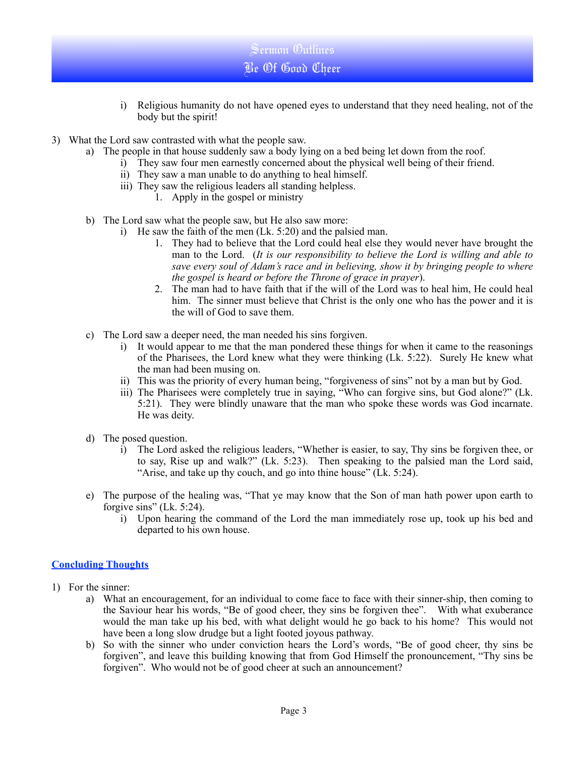i) Religious humanity do not have opened eyes to understand that they need healing, not of the body but the spirit!

3) What the Lord saw contrasted with what the people saw.
   a) The people in that house suddenly saw a body lying on a bed being let down from the roof.
      i) They saw four men earnestly concerned about the physical well being of their friend.
      ii) They saw a man unable to do anything to heal himself.
      iii) They saw the religious leaders all standing helpless.
         1. Apply in the gospel or ministry

   b) The Lord saw what the people saw, but He also saw more:
      i) He saw the faith of the men (Lk. 5:20) and the palsied man.
         1. They had to believe that the Lord could heal else they would never have brought the man to the Lord. (*It is our responsibility to believe the Lord is willing and able to save every soul of Adam's race and in believing, show it by bringing people to where the gospel is heard or before the Throne of grace in prayer*).
         2. The man had to have faith that if the will of the Lord was to heal him, He could heal him. The sinner must believe that Christ is the only one who has the power and it is the will of God to save them.

   c) The Lord saw a deeper need, the man needed his sins forgiven.
      i) It would appear to me that the man pondered these things for when it came to the reasonings of the Pharisees, the Lord knew what they were thinking (Lk. 5:22). Surely He knew what the man had been musing on.
      ii) This was the priority of every human being, "forgiveness of sins" not by a man but by God.
      iii) The Pharisees were completely true in saying, "Who can forgive sins, but God alone?" (Lk. 5:21). They were blindly unaware that the man who spoke these words was God incarnate. He was deity.

   d) The posed question.
      i) The Lord asked the religious leaders, "Whether is easier, to say, Thy sins be forgiven thee, or to say, Rise up and walk?" (Lk. 5:23). Then speaking to the palsied man the Lord said, "Arise, and take up thy couch, and go into thine house" (Lk. 5:24).

   e) The purpose of the healing was, "That ye may know that the Son of man hath power upon earth to forgive sins" (Lk. 5:24).
      i) Upon hearing the command of the Lord the man immediately rose up, took up his bed and departed to his own house.

## Concluding Thoughts

1) For the sinner:
   a) What an encouragement, for an individual to come face to face with their sinner-ship, then coming to the Saviour hear his words, "Be of good cheer, they sins be forgiven thee". With what exuberance would the man take up his bed, with what delight would he go back to his home? This would not have been a long slow drudge but a light footed joyous pathway.
   b) So with the sinner who under conviction hears the Lord's words, "Be of good cheer, thy sins be forgiven", and leave this building knowing that from God Himself the pronouncement, "Thy sins be forgiven". Who would not be of good cheer at such an announcement?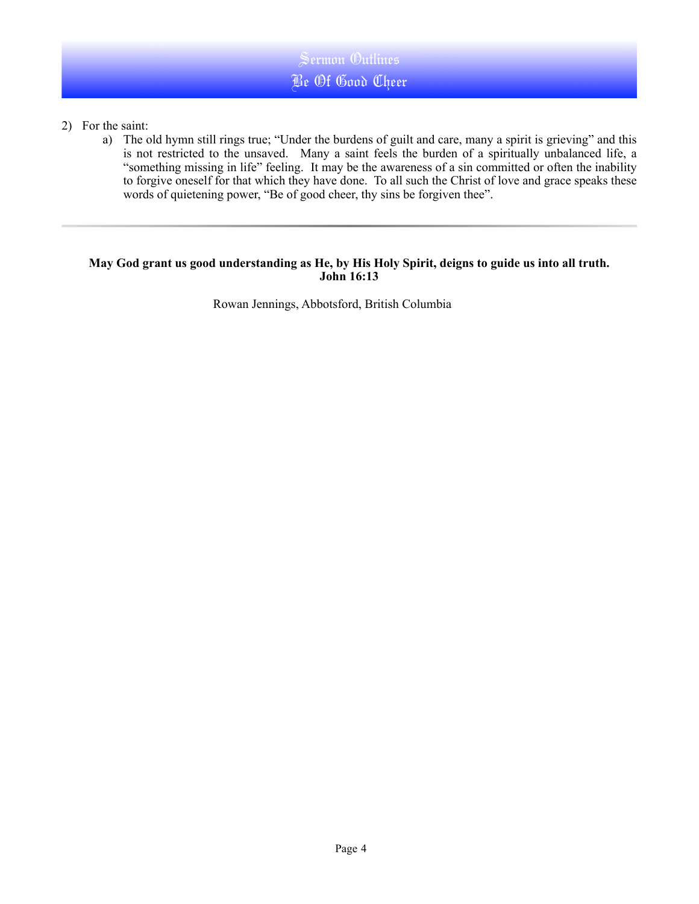2) For the saint:
   a) The old hymn still rings true; “Under the burdens of guilt and care, many a spirit is grieving” and this is not restricted to the unsaved. Many a saint feels the burden of a spiritually unbalanced life, a “something missing in life” feeling. It may be the awareness of a sin committed or often the inability to forgive oneself for that which they have done. To all such the Christ of love and grace speaks these words of quietening power, “Be of good cheer, thy sins be forgiven thee”.

---

**May God grant us good understanding as He, by His Holy Spirit, deigns to guide us into all truth.**
**John 16:13**

Rowan Jennings, Abbotsford, British Columbia